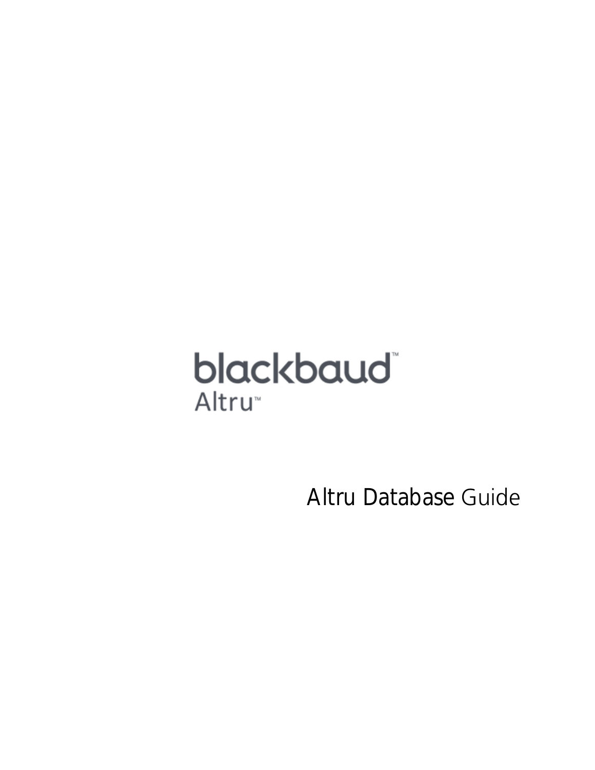blackbaud™

Altru™

# Altru Database Guide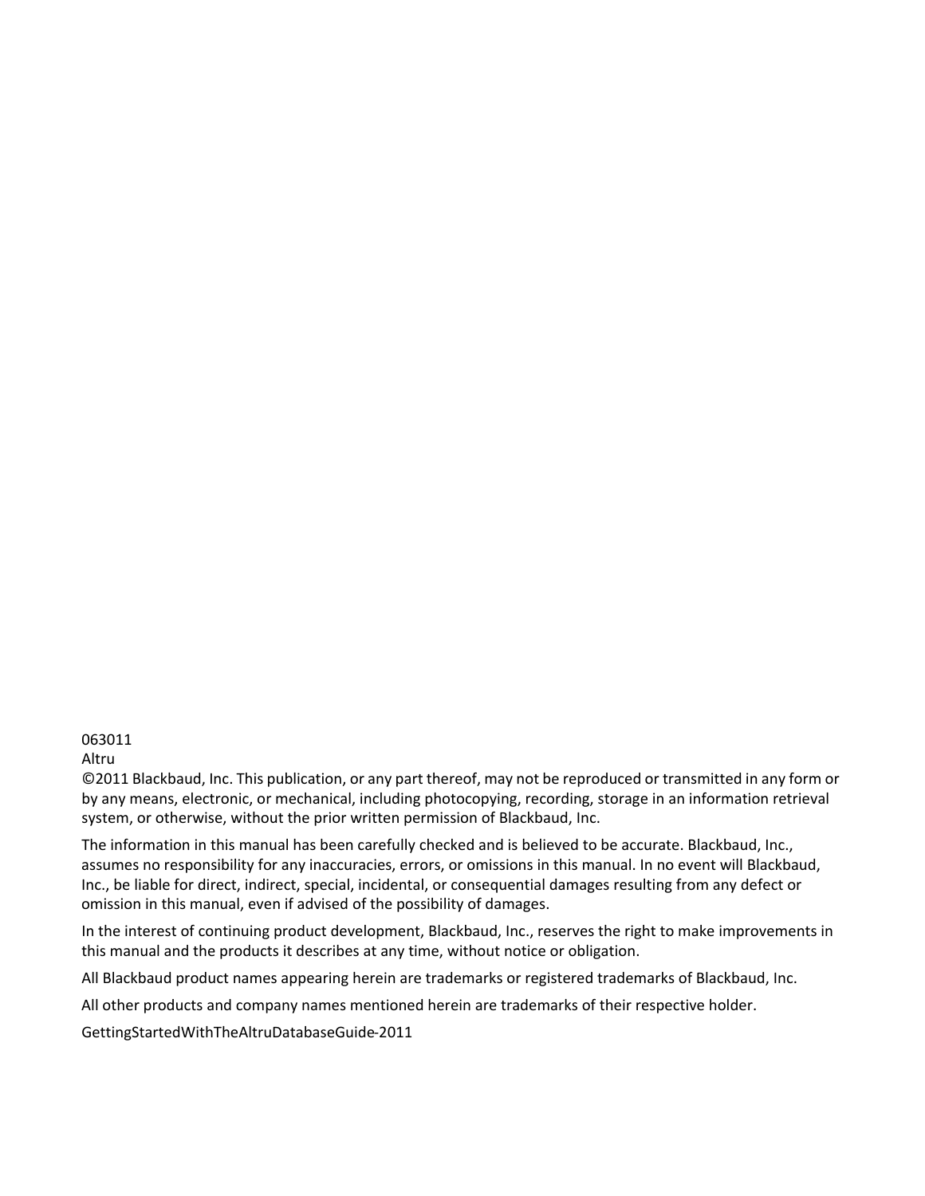063011
Altru
©2011 Blackbaud, Inc. This publication, or any part thereof, may not be reproduced or transmitted in any form or by any means, electronic, or mechanical, including photocopying, recording, storage in an information retrieval system, or otherwise, without the prior written permission of Blackbaud, Inc.

The information in this manual has been carefully checked and is believed to be accurate. Blackbaud, Inc., assumes no responsibility for any inaccuracies, errors, or omissions in this manual. In no event will Blackbaud, Inc., be liable for direct, indirect, special, incidental, or consequential damages resulting from any defect or omission in this manual, even if advised of the possibility of damages.

In the interest of continuing product development, Blackbaud, Inc., reserves the right to make improvements in this manual and the products it describes at any time, without notice or obligation.

All Blackbaud product names appearing herein are trademarks or registered trademarks of Blackbaud, Inc.

All other products and company names mentioned herein are trademarks of their respective holder.

GettingStartedWithTheAltruDatabaseGuide-2011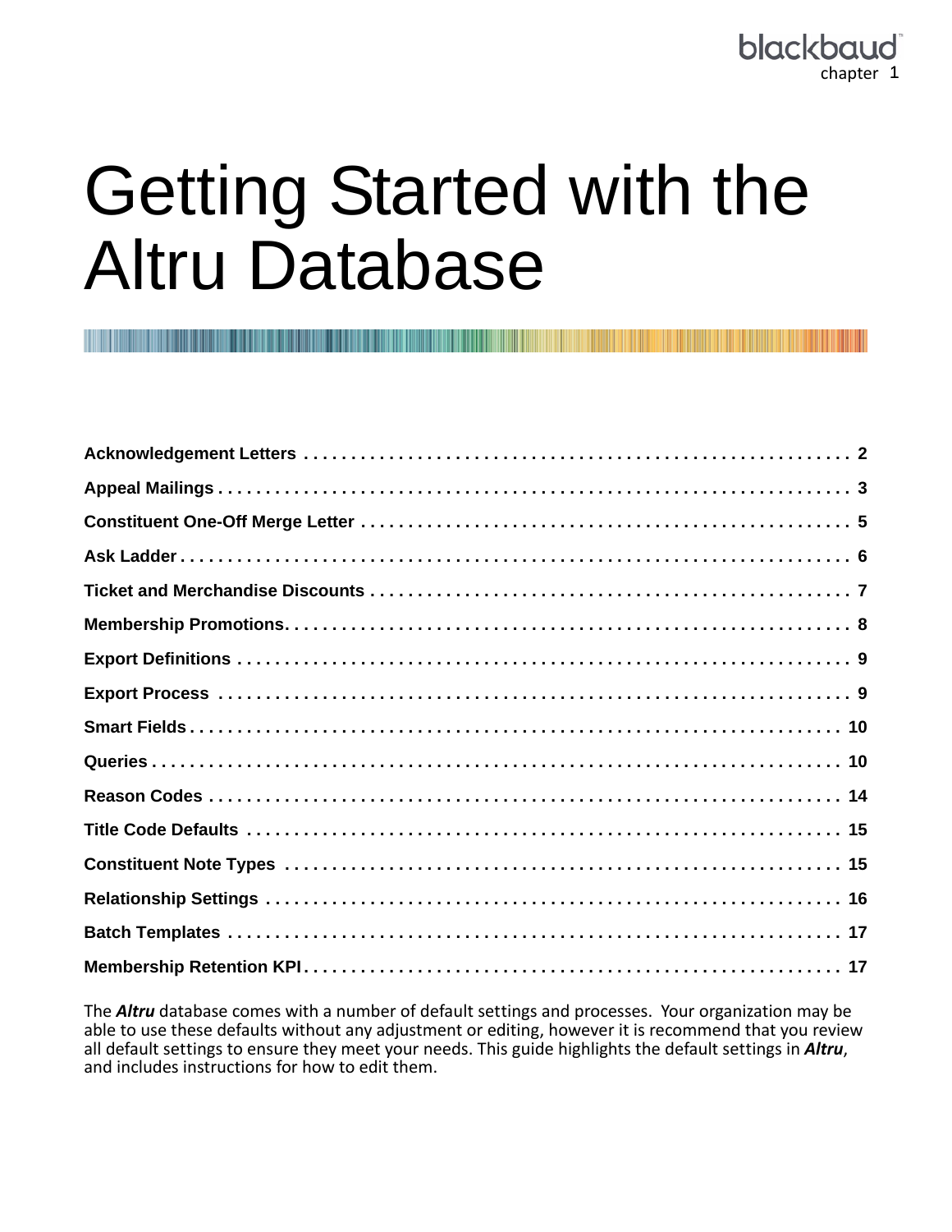# Getting Started with the Altru Database

| | |
|---|---|
| **Acknowledgement Letters** | **2** |
| **Appeal Mailings** | **3** |
| **Constituent One-Off Merge Letter** | **5** |
| **Ask Ladder** | **6** |
| **Ticket and Merchandise Discounts** | **7** |
| **Membership Promotions** | **8** |
| **Export Definitions** | **9** |
| **Export Process** | **9** |
| **Smart Fields** | **10** |
| **Queries** | **10** |
| **Reason Codes** | **14** |
| **Title Code Defaults** | **15** |
| **Constituent Note Types** | **15** |
| **Relationship Settings** | **16** |
| **Batch Templates** | **17** |
| **Membership Retention KPI** | **17** |

The ***Altru*** database comes with a number of default settings and processes. Your organization may be able to use these defaults without any adjustment or editing, however it is recommend that you review all default settings to ensure they meet your needs. This guide highlights the default settings in ***Altru***, and includes instructions for how to edit them.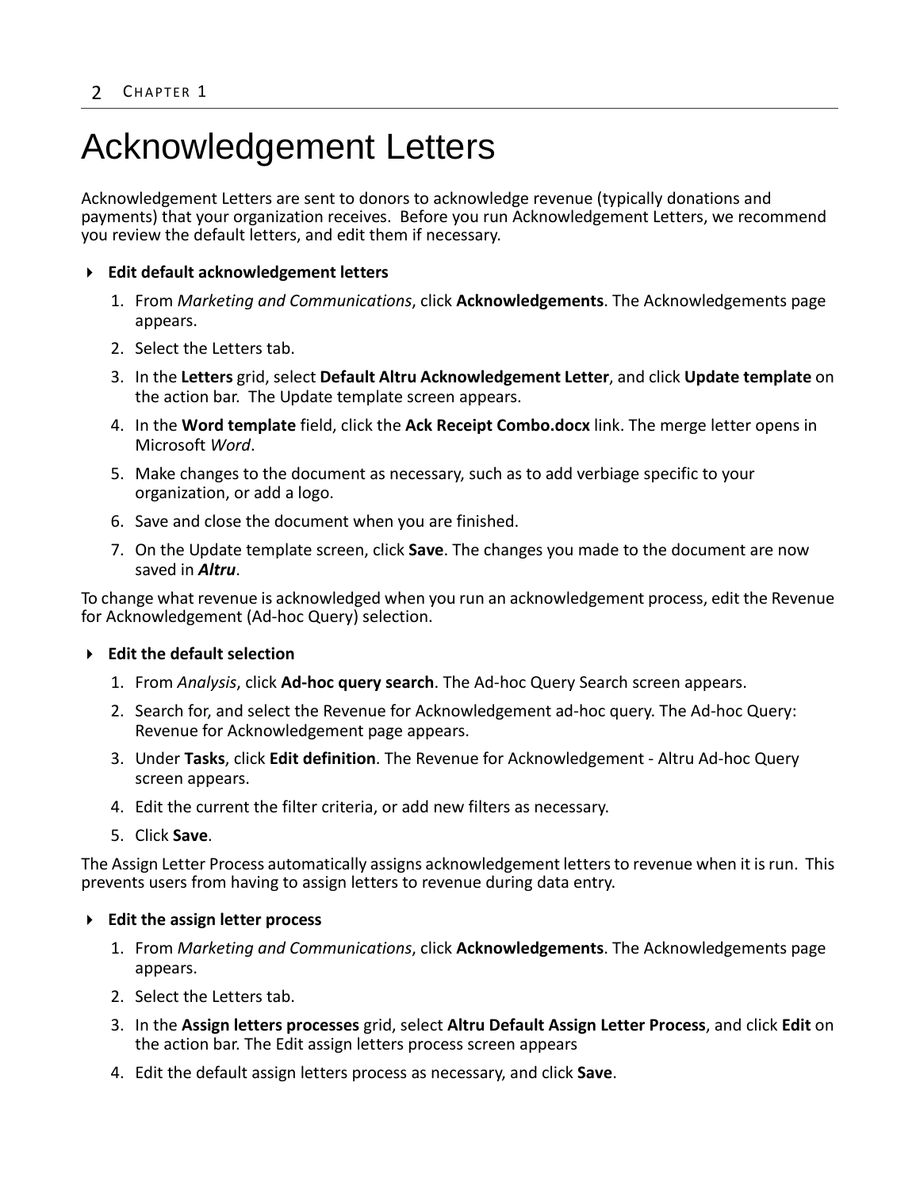# Acknowledgement Letters

Acknowledgement Letters are sent to donors to acknowledge revenue (typically donations and payments) that your organization receives. Before you run Acknowledgement Letters, we recommend you review the default letters, and edit them if necessary.

- **Edit default acknowledgement letters**

1. From *Marketing and Communications*, click **Acknowledgements**. The Acknowledgements page appears.
2. Select the Letters tab.
3. In the **Letters** grid, select **Default Altru Acknowledgement Letter**, and click **Update template** on the action bar. The Update template screen appears.
4. In the **Word template** field, click the **Ack Receipt Combo.docx** link. The merge letter opens in Microsoft *Word*.
5. Make changes to the document as necessary, such as to add verbiage specific to your organization, or add a logo.
6. Save and close the document when you are finished.
7. On the Update template screen, click **Save**. The changes you made to the document are now saved in ***Altru***.

To change what revenue is acknowledged when you run an acknowledgement process, edit the Revenue for Acknowledgement (Ad-hoc Query) selection.

- **Edit the default selection**

1. From *Analysis*, click **Ad-hoc query search**. The Ad-hoc Query Search screen appears.
2. Search for, and select the Revenue for Acknowledgement ad-hoc query. The Ad-hoc Query: Revenue for Acknowledgement page appears.
3. Under **Tasks**, click **Edit definition**. The Revenue for Acknowledgement - Altru Ad-hoc Query screen appears.
4. Edit the current the filter criteria, or add new filters as necessary.
5. Click **Save**.

The Assign Letter Process automatically assigns acknowledgement letters to revenue when it is run. This prevents users from having to assign letters to revenue during data entry.

- **Edit the assign letter process**

1. From *Marketing and Communications*, click **Acknowledgements**. The Acknowledgements page appears.
2. Select the Letters tab.
3. In the **Assign letters processes** grid, select **Altru Default Assign Letter Process**, and click **Edit** on the action bar. The Edit assign letters process screen appears
4. Edit the default assign letters process as necessary, and click **Save**.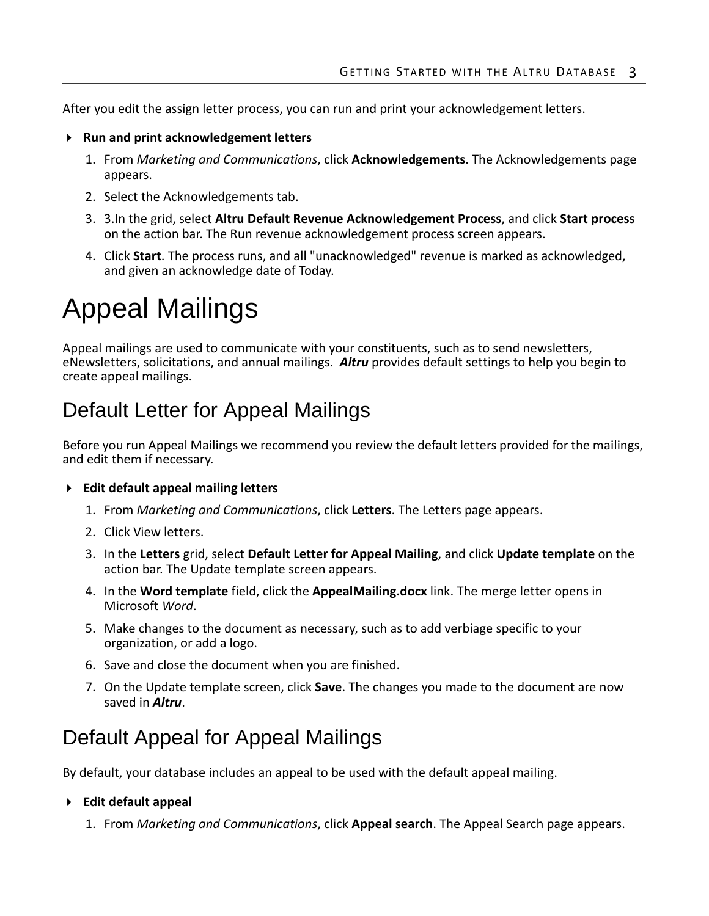After you edit the assign letter process, you can run and print your acknowledgement letters.

- **Run and print acknowledgement letters**

1. From *Marketing and Communications*, click **Acknowledgements**. The Acknowledgements page appears.
2. Select the Acknowledgements tab.
3. 3.In the grid, select **Altru Default Revenue Acknowledgement Process**, and click **Start process** on the action bar. The Run revenue acknowledgement process screen appears.
4. Click **Start**. The process runs, and all "unacknowledged" revenue is marked as acknowledged, and given an acknowledge date of Today.

# Appeal Mailings

Appeal mailings are used to communicate with your constituents, such as to send newsletters, eNewsletters, solicitations, and annual mailings. ***Altru*** provides default settings to help you begin to create appeal mailings.

## Default Letter for Appeal Mailings

Before you run Appeal Mailings we recommend you review the default letters provided for the mailings, and edit them if necessary.

- **Edit default appeal mailing letters**

1. From *Marketing and Communications*, click **Letters**. The Letters page appears.
2. Click View letters.
3. In the **Letters** grid, select **Default Letter for Appeal Mailing**, and click **Update template** on the action bar. The Update template screen appears.
4. In the **Word template** field, click the **AppealMailing.docx** link. The merge letter opens in Microsoft *Word*.
5. Make changes to the document as necessary, such as to add verbiage specific to your organization, or add a logo.
6. Save and close the document when you are finished.
7. On the Update template screen, click **Save**. The changes you made to the document are now saved in ***Altru***.

## Default Appeal for Appeal Mailings

By default, your database includes an appeal to be used with the default appeal mailing.

- **Edit default appeal**

1. From *Marketing and Communications*, click **Appeal search**. The Appeal Search page appears.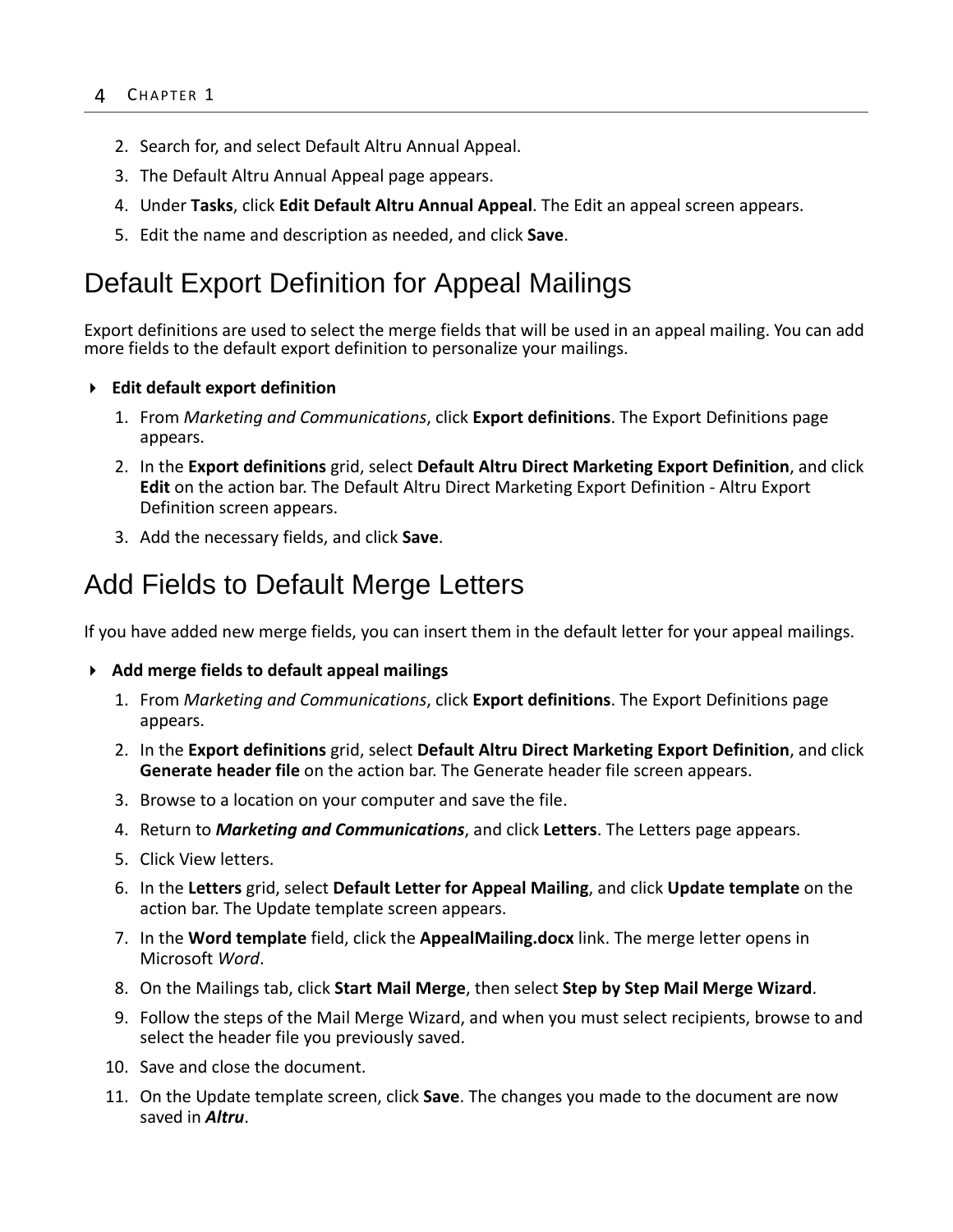2. Search for, and select Default Altru Annual Appeal.
3. The Default Altru Annual Appeal page appears.
4. Under **Tasks**, click **Edit Default Altru Annual Appeal**. The Edit an appeal screen appears.
5. Edit the name and description as needed, and click **Save**.

# Default Export Definition for Appeal Mailings

Export definitions are used to select the merge fields that will be used in an appeal mailing. You can add more fields to the default export definition to personalize your mailings.

**Edit default export definition**

1. From *Marketing and Communications*, click **Export definitions**. The Export Definitions page appears.
2. In the **Export definitions** grid, select **Default Altru Direct Marketing Export Definition**, and click **Edit** on the action bar. The Default Altru Direct Marketing Export Definition - Altru Export Definition screen appears.
3. Add the necessary fields, and click **Save**.

# Add Fields to Default Merge Letters

If you have added new merge fields, you can insert them in the default letter for your appeal mailings.

**Add merge fields to default appeal mailings**

1. From *Marketing and Communications*, click **Export definitions**. The Export Definitions page appears.
2. In the **Export definitions** grid, select **Default Altru Direct Marketing Export Definition**, and click **Generate header file** on the action bar. The Generate header file screen appears.
3. Browse to a location on your computer and save the file.
4. Return to ***Marketing and Communications***, and click **Letters**. The Letters page appears.
5. Click View letters.
6. In the **Letters** grid, select **Default Letter for Appeal Mailing**, and click **Update template** on the action bar. The Update template screen appears.
7. In the **Word template** field, click the **AppealMailing.docx** link. The merge letter opens in Microsoft *Word*.
8. On the Mailings tab, click **Start Mail Merge**, then select **Step by Step Mail Merge Wizard**.
9. Follow the steps of the Mail Merge Wizard, and when you must select recipients, browse to and select the header file you previously saved.
10. Save and close the document.
11. On the Update template screen, click **Save**. The changes you made to the document are now saved in ***Altru***.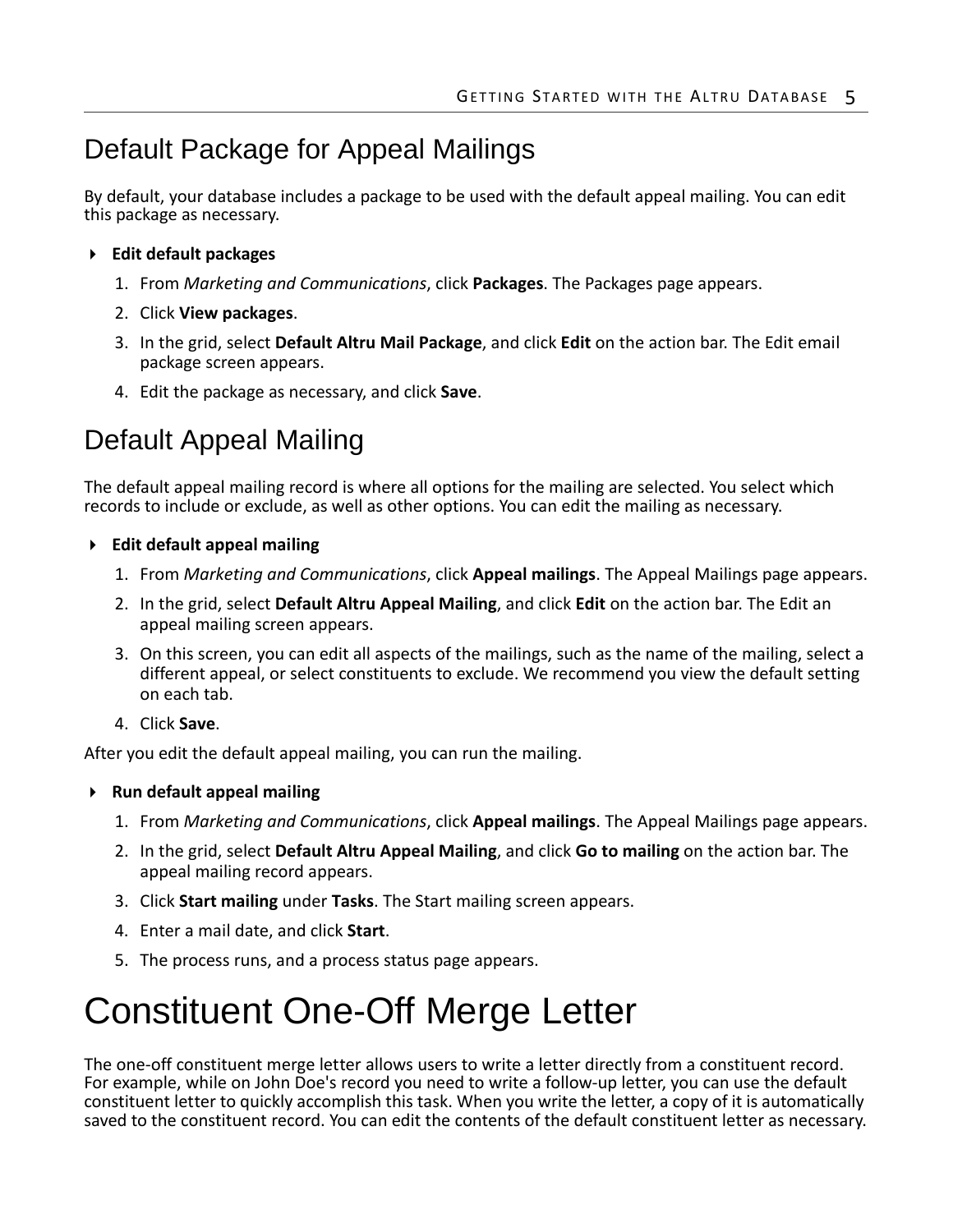## Default Package for Appeal Mailings

By default, your database includes a package to be used with the default appeal mailing. You can edit this package as necessary.

- **Edit default packages**

1. From *Marketing and Communications*, click **Packages**. The Packages page appears.
2. Click **View packages**.
3. In the grid, select **Default Altru Mail Package**, and click **Edit** on the action bar. The Edit email package screen appears.
4. Edit the package as necessary, and click **Save**.

## Default Appeal Mailing

The default appeal mailing record is where all options for the mailing are selected. You select which records to include or exclude, as well as other options. You can edit the mailing as necessary.

- **Edit default appeal mailing**

1. From *Marketing and Communications*, click **Appeal mailings**. The Appeal Mailings page appears.
2. In the grid, select **Default Altru Appeal Mailing**, and click **Edit** on the action bar. The Edit an appeal mailing screen appears.
3. On this screen, you can edit all aspects of the mailings, such as the name of the mailing, select a different appeal, or select constituents to exclude. We recommend you view the default setting on each tab.
4. Click **Save**.

After you edit the default appeal mailing, you can run the mailing.

- **Run default appeal mailing**

1. From *Marketing and Communications*, click **Appeal mailings**. The Appeal Mailings page appears.
2. In the grid, select **Default Altru Appeal Mailing**, and click **Go to mailing** on the action bar. The appeal mailing record appears.
3. Click **Start mailing** under **Tasks**. The Start mailing screen appears.
4. Enter a mail date, and click **Start**.
5. The process runs, and a process status page appears.

# Constituent One-Off Merge Letter

The one-off constituent merge letter allows users to write a letter directly from a constituent record. For example, while on John Doe's record you need to write a follow-up letter, you can use the default constituent letter to quickly accomplish this task. When you write the letter, a copy of it is automatically saved to the constituent record. You can edit the contents of the default constituent letter as necessary.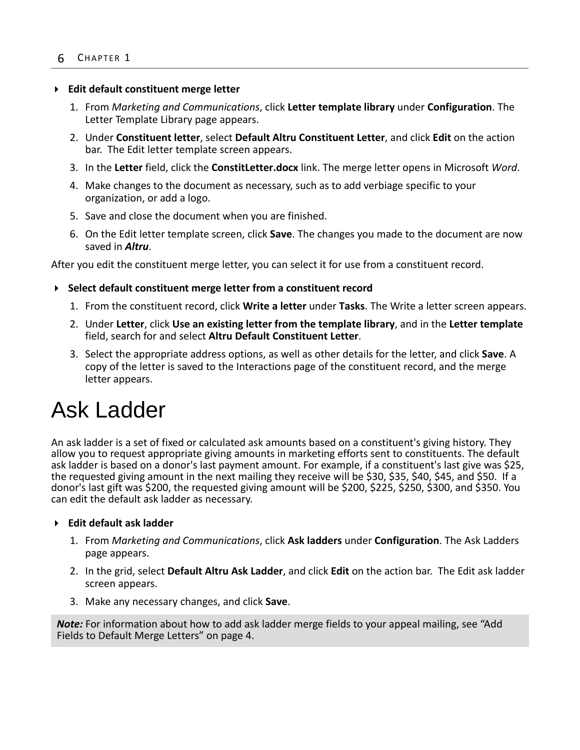**Edit default constituent merge letter**

1. From *Marketing and Communications*, click **Letter template library** under **Configuration**. The Letter Template Library page appears.
2. Under **Constituent letter**, select **Default Altru Constituent Letter**, and click **Edit** on the action bar. The Edit letter template screen appears.
3. In the **Letter** field, click the **ConstitLetter.docx** link. The merge letter opens in Microsoft *Word*.
4. Make changes to the document as necessary, such as to add verbiage specific to your organization, or add a logo.
5. Save and close the document when you are finished.
6. On the Edit letter template screen, click **Save**. The changes you made to the document are now saved in ***Altru***.

After you edit the constituent merge letter, you can select it for use from a constituent record.

**Select default constituent merge letter from a constituent record**

1. From the constituent record, click **Write a letter** under **Tasks**. The Write a letter screen appears.
2. Under **Letter**, click **Use an existing letter from the template library**, and in the **Letter template** field, search for and select **Altru Default Constituent Letter**.
3. Select the appropriate address options, as well as other details for the letter, and click **Save**. A copy of the letter is saved to the Interactions page of the constituent record, and the merge letter appears.

# Ask Ladder

An ask ladder is a set of fixed or calculated ask amounts based on a constituent's giving history. They allow you to request appropriate giving amounts in marketing efforts sent to constituents. The default ask ladder is based on a donor's last payment amount. For example, if a constituent's last give was $25, the requested giving amount in the next mailing they receive will be $30, $35, $40, $45, and $50. If a donor's last gift was $200, the requested giving amount will be $200, $225, $250, $300, and $350. You can edit the default ask ladder as necessary.

**Edit default ask ladder**

1. From *Marketing and Communications*, click **Ask ladders** under **Configuration**. The Ask Ladders page appears.
2. In the grid, select **Default Altru Ask Ladder**, and click **Edit** on the action bar. The Edit ask ladder screen appears.
3. Make any necessary changes, and click **Save**.

***Note:*** For information about how to add ask ladder merge fields to your appeal mailing, see “Add Fields to Default Merge Letters” on page 4.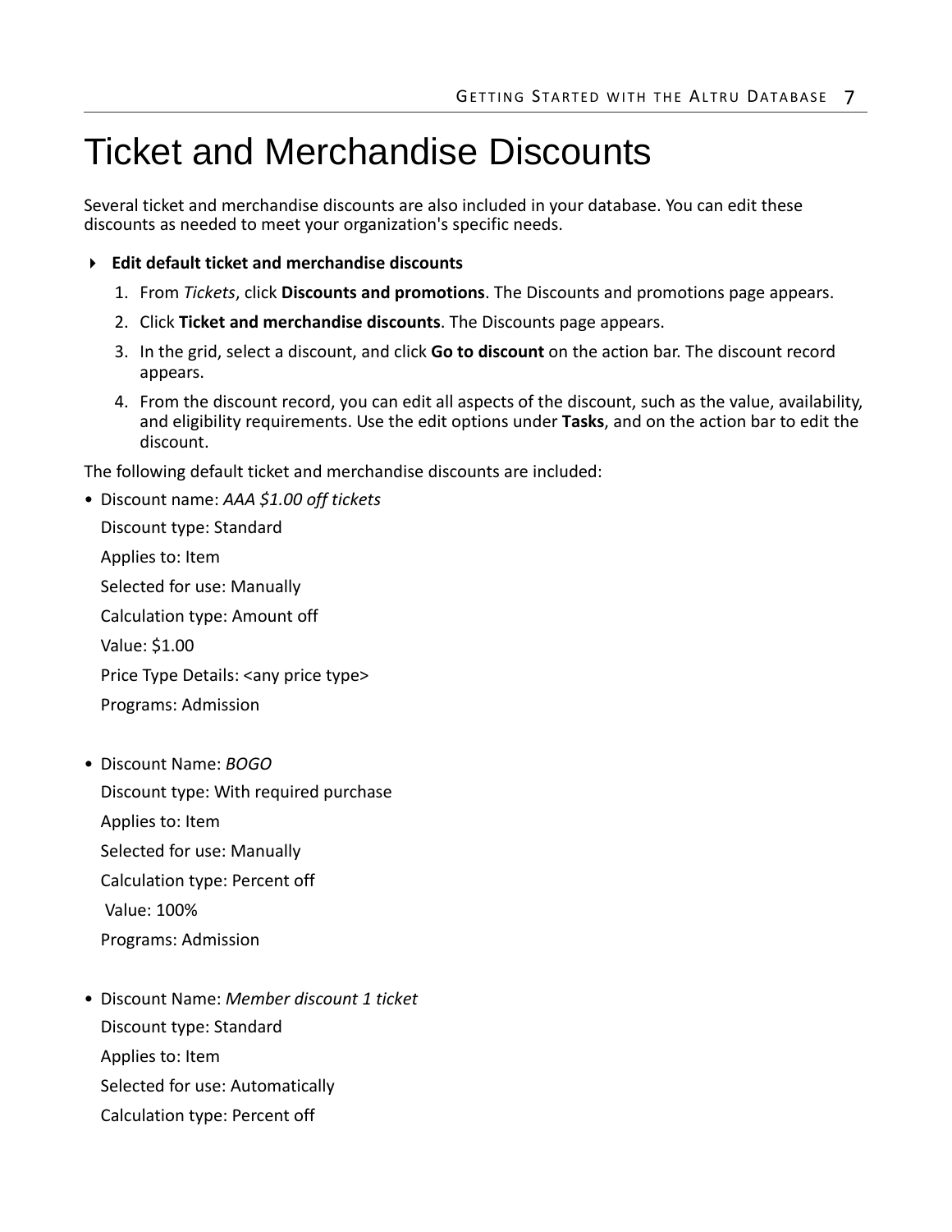# Ticket and Merchandise Discounts

Several ticket and merchandise discounts are also included in your database. You can edit these discounts as needed to meet your organization's specific needs.

- **Edit default ticket and merchandise discounts**

  1. From *Tickets*, click **Discounts and promotions**. The Discounts and promotions page appears.
  2. Click **Ticket and merchandise discounts**. The Discounts page appears.
  3. In the grid, select a discount, and click **Go to discount** on the action bar. The discount record appears.
  4. From the discount record, you can edit all aspects of the discount, such as the value, availability, and eligibility requirements. Use the edit options under **Tasks**, and on the action bar to edit the discount.

The following default ticket and merchandise discounts are included:

- Discount name: *AAA $1.00 off tickets*

  Discount type: Standard

  Applies to: Item

  Selected for use: Manually

  Calculation type: Amount off

  Value: $1.00

  Price Type Details: <any price type>

  Programs: Admission

- Discount Name: *BOGO*

  Discount type: With required purchase

  Applies to: Item

  Selected for use: Manually

  Calculation type: Percent off

  Value: 100%

  Programs: Admission

- Discount Name: *Member discount 1 ticket*

  Discount type: Standard

  Applies to: Item

  Selected for use: Automatically

  Calculation type: Percent off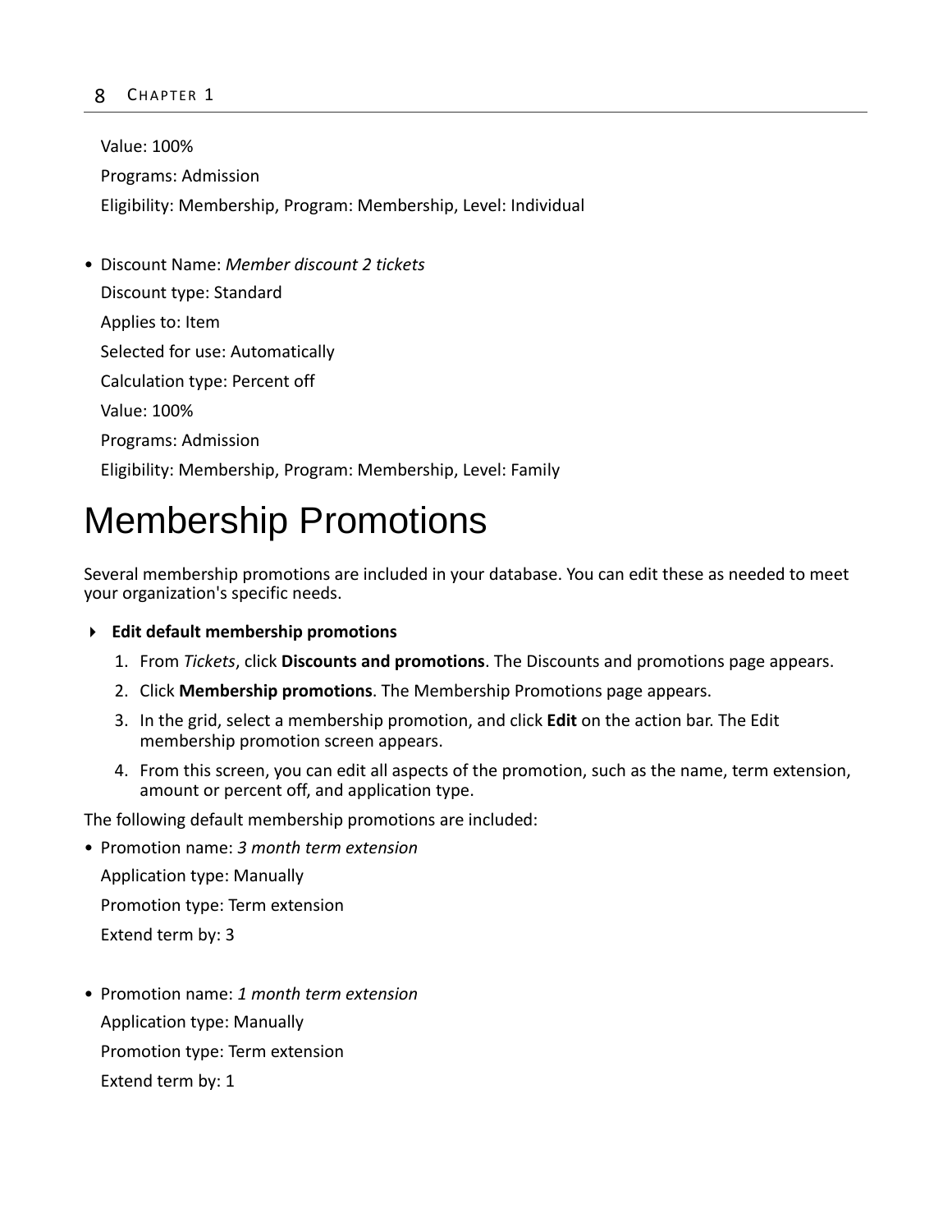Value: 100%

Programs: Admission

Eligibility: Membership, Program: Membership, Level: Individual

- Discount Name: *Member discount 2 tickets*

  Discount type: Standard

  Applies to: Item

  Selected for use: Automatically

  Calculation type: Percent off

  Value: 100%

  Programs: Admission

  Eligibility: Membership, Program: Membership, Level: Family

# Membership Promotions

Several membership promotions are included in your database. You can edit these as needed to meet your organization's specific needs.

**Edit default membership promotions**

1. From *Tickets*, click **Discounts and promotions**. The Discounts and promotions page appears.
2. Click **Membership promotions**. The Membership Promotions page appears.
3. In the grid, select a membership promotion, and click **Edit** on the action bar. The Edit membership promotion screen appears.
4. From this screen, you can edit all aspects of the promotion, such as the name, term extension, amount or percent off, and application type.

The following default membership promotions are included:

- Promotion name: *3 month term extension*

  Application type: Manually

  Promotion type: Term extension

  Extend term by: 3

- Promotion name: *1 month term extension*

  Application type: Manually

  Promotion type: Term extension

  Extend term by: 1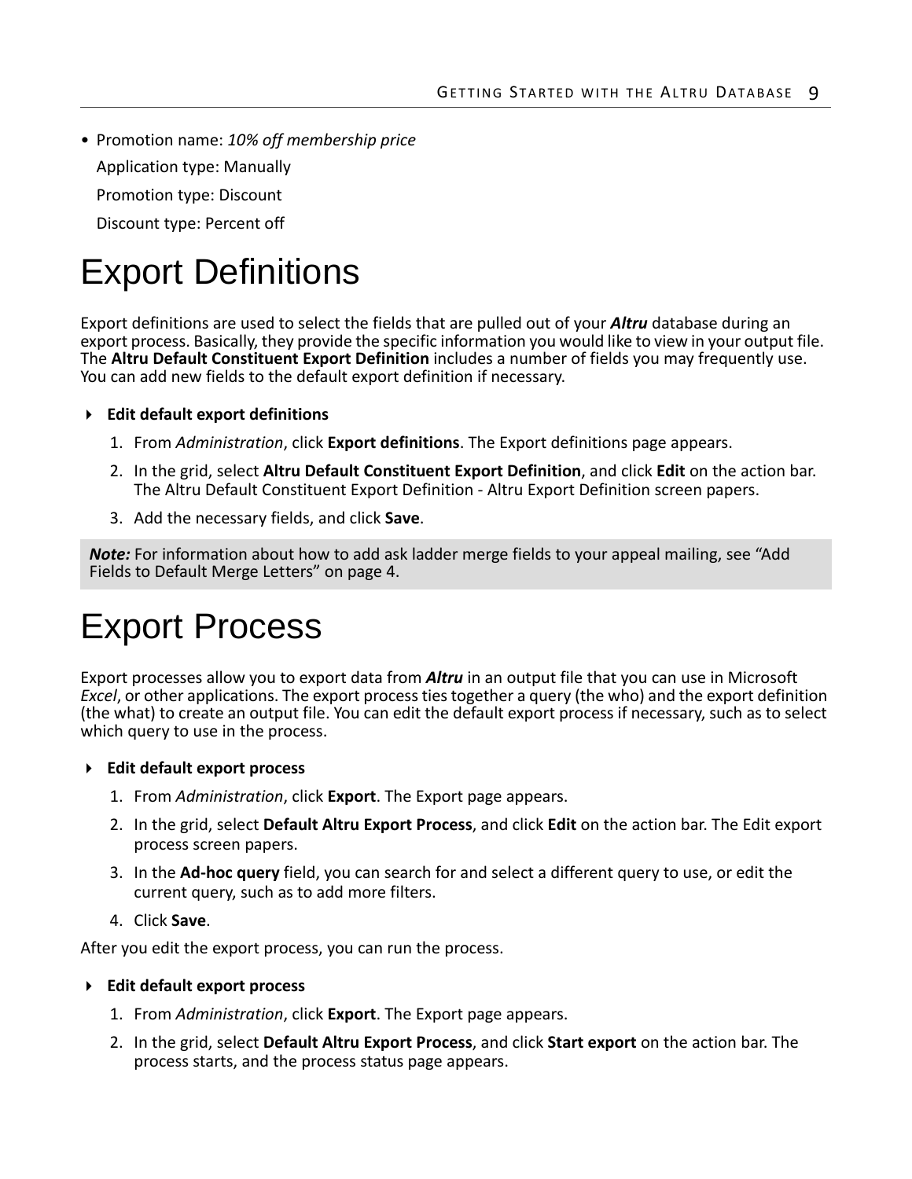- Promotion name: *10% off membership price*

  Application type: Manually

  Promotion type: Discount

  Discount type: Percent off

# Export Definitions

Export definitions are used to select the fields that are pulled out of your ***Altru*** database during an export process. Basically, they provide the specific information you would like to view in your output file. The **Altru Default Constituent Export Definition** includes a number of fields you may frequently use. You can add new fields to the default export definition if necessary.

**Edit default export definitions**

1. From *Administration*, click **Export definitions**. The Export definitions page appears.
2. In the grid, select **Altru Default Constituent Export Definition**, and click **Edit** on the action bar. The Altru Default Constituent Export Definition - Altru Export Definition screen papers.
3. Add the necessary fields, and click **Save**.

> ***Note:*** For information about how to add ask ladder merge fields to your appeal mailing, see "Add Fields to Default Merge Letters" on page 4.

# Export Process

Export processes allow you to export data from ***Altru*** in an output file that you can use in Microsoft *Excel*, or other applications. The export process ties together a query (the who) and the export definition (the what) to create an output file. You can edit the default export process if necessary, such as to select which query to use in the process.

**Edit default export process**

1. From *Administration*, click **Export**. The Export page appears.
2. In the grid, select **Default Altru Export Process**, and click **Edit** on the action bar. The Edit export process screen papers.
3. In the **Ad-hoc query** field, you can search for and select a different query to use, or edit the current query, such as to add more filters.
4. Click **Save**.

After you edit the export process, you can run the process.

**Edit default export process**

1. From *Administration*, click **Export**. The Export page appears.
2. In the grid, select **Default Altru Export Process**, and click **Start export** on the action bar. The process starts, and the process status page appears.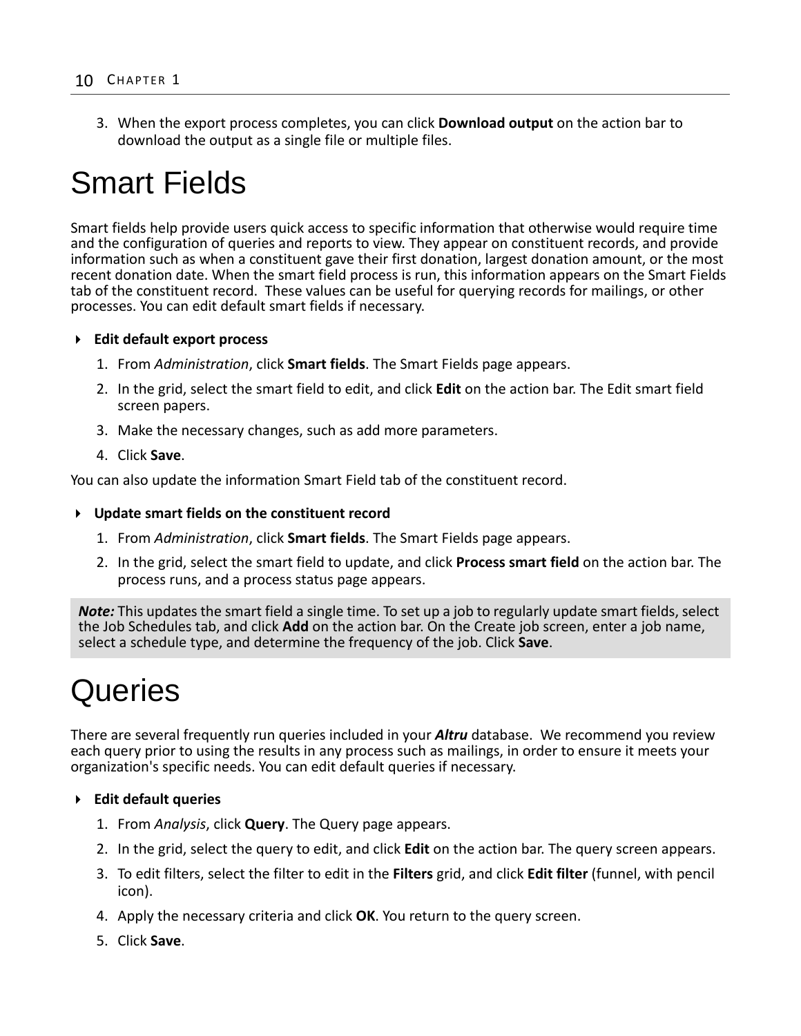3. When the export process completes, you can click **Download output** on the action bar to download the output as a single file or multiple files.

# Smart Fields

Smart fields help provide users quick access to specific information that otherwise would require time and the configuration of queries and reports to view. They appear on constituent records, and provide information such as when a constituent gave their first donation, largest donation amount, or the most recent donation date. When the smart field process is run, this information appears on the Smart Fields tab of the constituent record. These values can be useful for querying records for mailings, or other processes. You can edit default smart fields if necessary.

**Edit default export process**

1. From *Administration*, click **Smart fields**. The Smart Fields page appears.
2. In the grid, select the smart field to edit, and click **Edit** on the action bar. The Edit smart field screen papers.
3. Make the necessary changes, such as add more parameters.
4. Click **Save**.

You can also update the information Smart Field tab of the constituent record.

**Update smart fields on the constituent record**

1. From *Administration*, click **Smart fields**. The Smart Fields page appears.
2. In the grid, select the smart field to update, and click **Process smart field** on the action bar. The process runs, and a process status page appears.

> ***Note:*** This updates the smart field a single time. To set up a job to regularly update smart fields, select the Job Schedules tab, and click **Add** on the action bar. On the Create job screen, enter a job name, select a schedule type, and determine the frequency of the job. Click **Save**.

# Queries

There are several frequently run queries included in your ***Altru*** database. We recommend you review each query prior to using the results in any process such as mailings, in order to ensure it meets your organization's specific needs. You can edit default queries if necessary.

**Edit default queries**

1. From *Analysis*, click **Query**. The Query page appears.
2. In the grid, select the query to edit, and click **Edit** on the action bar. The query screen appears.
3. To edit filters, select the filter to edit in the **Filters** grid, and click **Edit filter** (funnel, with pencil icon).
4. Apply the necessary criteria and click **OK**. You return to the query screen.
5. Click **Save**.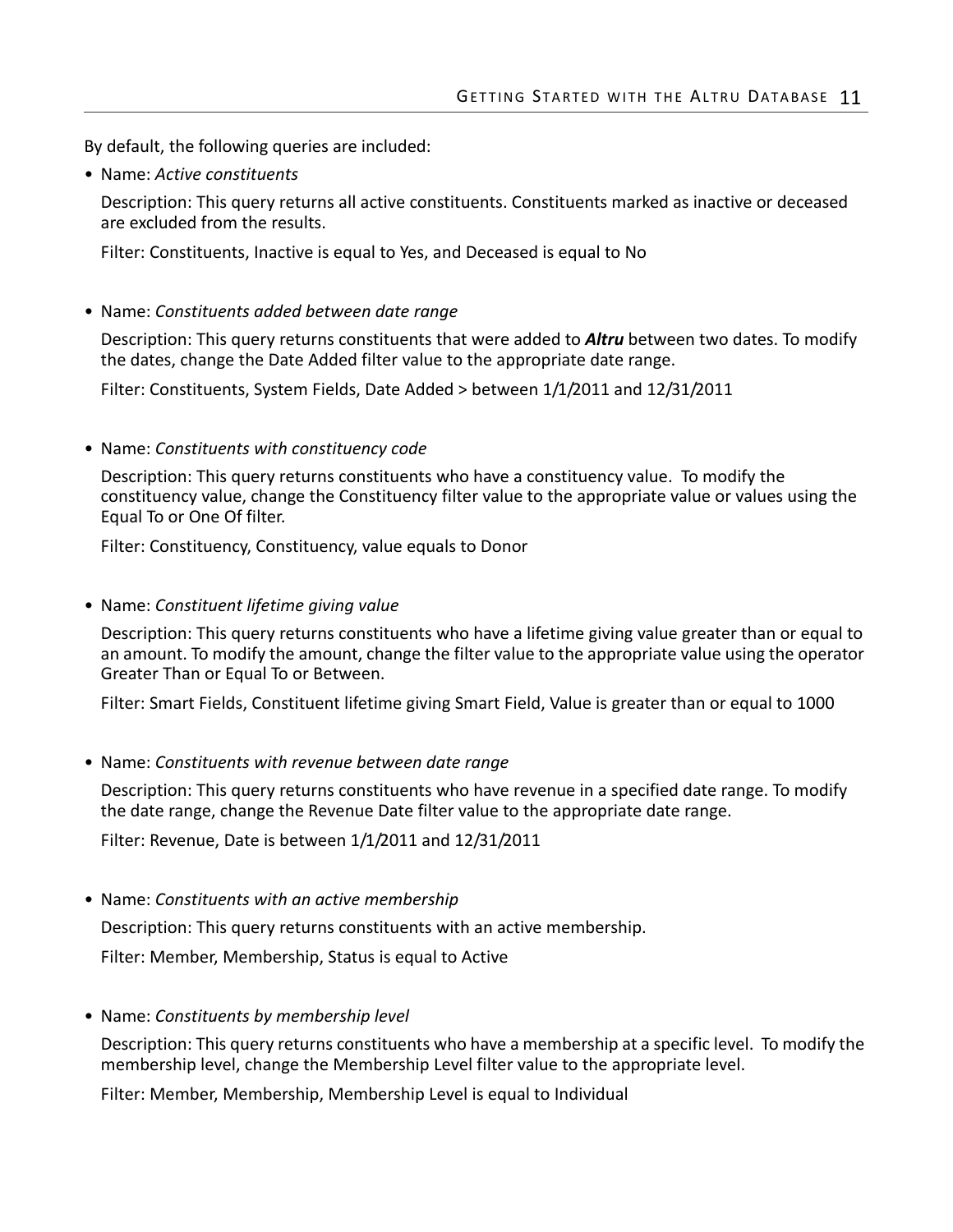By default, the following queries are included:

- Name: *Active constituents*

  Description: This query returns all active constituents. Constituents marked as inactive or deceased are excluded from the results.

  Filter: Constituents, Inactive is equal to Yes, and Deceased is equal to No

- Name: *Constituents added between date range*

  Description: This query returns constituents that were added to ***Altru*** between two dates. To modify the dates, change the Date Added filter value to the appropriate date range.

  Filter: Constituents, System Fields, Date Added > between 1/1/2011 and 12/31/2011

- Name: *Constituents with constituency code*

  Description: This query returns constituents who have a constituency value. To modify the constituency value, change the Constituency filter value to the appropriate value or values using the Equal To or One Of filter.

  Filter: Constituency, Constituency, value equals to Donor

- Name: *Constituent lifetime giving value*

  Description: This query returns constituents who have a lifetime giving value greater than or equal to an amount. To modify the amount, change the filter value to the appropriate value using the operator Greater Than or Equal To or Between.

  Filter: Smart Fields, Constituent lifetime giving Smart Field, Value is greater than or equal to 1000

- Name: *Constituents with revenue between date range*

  Description: This query returns constituents who have revenue in a specified date range. To modify the date range, change the Revenue Date filter value to the appropriate date range.

  Filter: Revenue, Date is between 1/1/2011 and 12/31/2011

- Name: *Constituents with an active membership*

  Description: This query returns constituents with an active membership.

  Filter: Member, Membership, Status is equal to Active

- Name: *Constituents by membership level*

  Description: This query returns constituents who have a membership at a specific level. To modify the membership level, change the Membership Level filter value to the appropriate level.

  Filter: Member, Membership, Membership Level is equal to Individual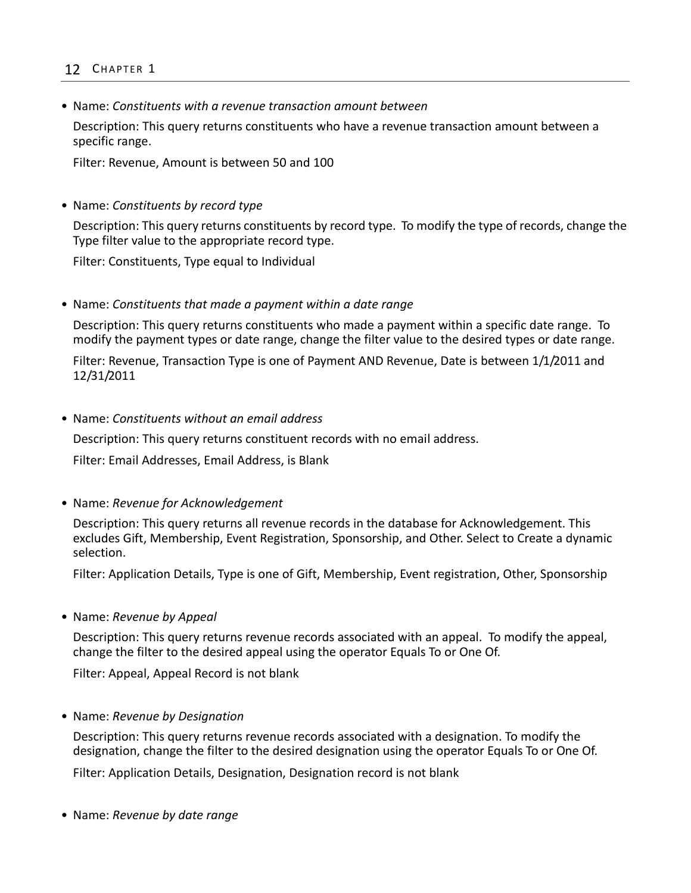- Name: *Constituents with a revenue transaction amount between*

  Description: This query returns constituents who have a revenue transaction amount between a specific range.

  Filter: Revenue, Amount is between 50 and 100

- Name: *Constituents by record type*

  Description: This query returns constituents by record type. To modify the type of records, change the Type filter value to the appropriate record type.

  Filter: Constituents, Type equal to Individual

- Name: *Constituents that made a payment within a date range*

  Description: This query returns constituents who made a payment within a specific date range. To modify the payment types or date range, change the filter value to the desired types or date range.

  Filter: Revenue, Transaction Type is one of Payment AND Revenue, Date is between 1/1/2011 and 12/31/2011

- Name: *Constituents without an email address*

  Description: This query returns constituent records with no email address.

  Filter: Email Addresses, Email Address, is Blank

- Name: *Revenue for Acknowledgement*

  Description: This query returns all revenue records in the database for Acknowledgement. This excludes Gift, Membership, Event Registration, Sponsorship, and Other. Select to Create a dynamic selection.

  Filter: Application Details, Type is one of Gift, Membership, Event registration, Other, Sponsorship

- Name: *Revenue by Appeal*

  Description: This query returns revenue records associated with an appeal. To modify the appeal, change the filter to the desired appeal using the operator Equals To or One Of.

  Filter: Appeal, Appeal Record is not blank

- Name: *Revenue by Designation*

  Description: This query returns revenue records associated with a designation. To modify the designation, change the filter to the desired designation using the operator Equals To or One Of.

  Filter: Application Details, Designation, Designation record is not blank

- Name: *Revenue by date range*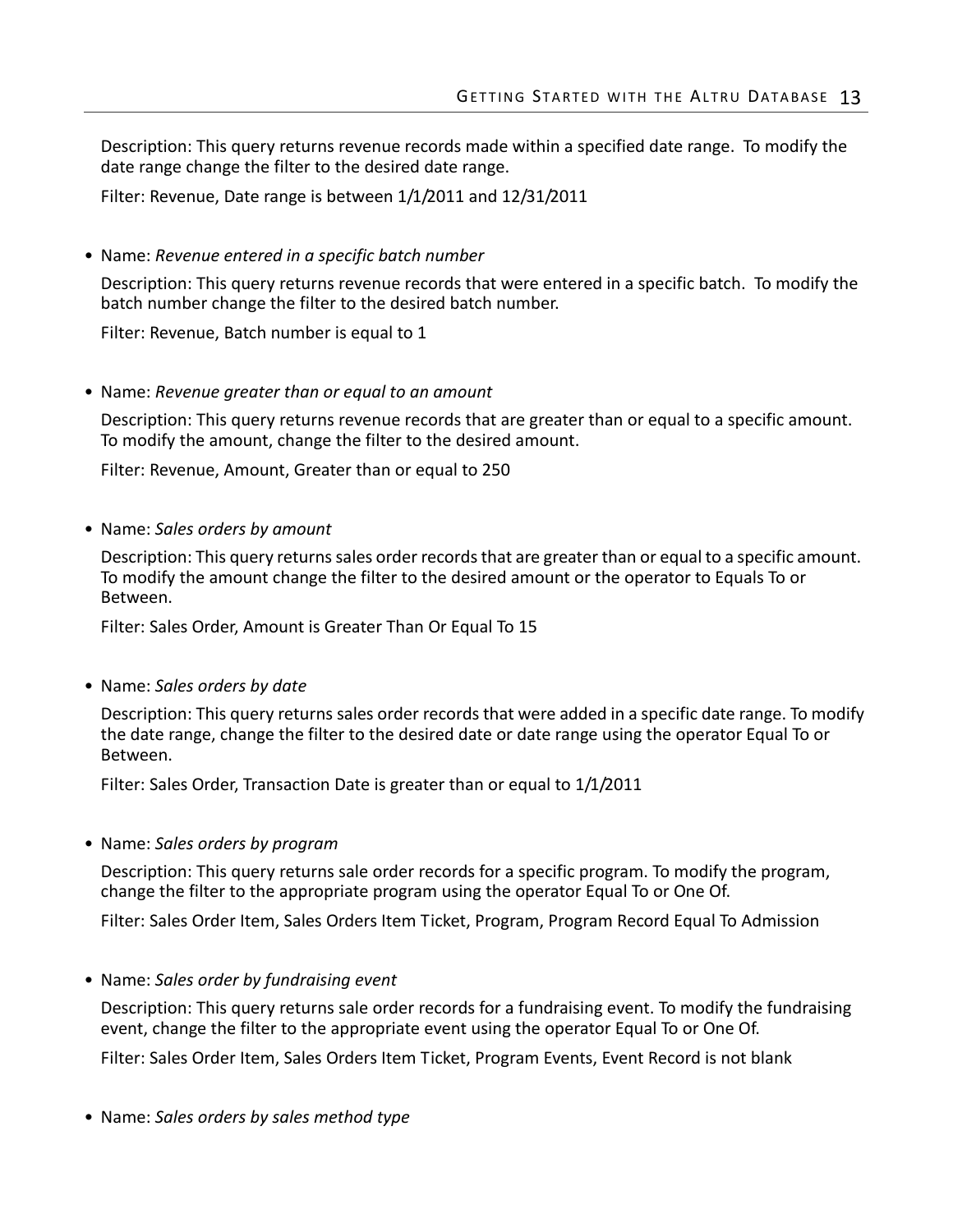Description: This query returns revenue records made within a specified date range. To modify the date range change the filter to the desired date range.

Filter: Revenue, Date range is between 1/1/2011 and 12/31/2011

- Name: *Revenue entered in a specific batch number*

  Description: This query returns revenue records that were entered in a specific batch. To modify the batch number change the filter to the desired batch number.

  Filter: Revenue, Batch number is equal to 1

- Name: *Revenue greater than or equal to an amount*

  Description: This query returns revenue records that are greater than or equal to a specific amount. To modify the amount, change the filter to the desired amount.

  Filter: Revenue, Amount, Greater than or equal to 250

- Name: *Sales orders by amount*

  Description: This query returns sales order records that are greater than or equal to a specific amount. To modify the amount change the filter to the desired amount or the operator to Equals To or Between.

  Filter: Sales Order, Amount is Greater Than Or Equal To 15

- Name: *Sales orders by date*

  Description: This query returns sales order records that were added in a specific date range. To modify the date range, change the filter to the desired date or date range using the operator Equal To or Between.

  Filter: Sales Order, Transaction Date is greater than or equal to 1/1/2011

- Name: *Sales orders by program*

  Description: This query returns sale order records for a specific program. To modify the program, change the filter to the appropriate program using the operator Equal To or One Of.

  Filter: Sales Order Item, Sales Orders Item Ticket, Program, Program Record Equal To Admission

- Name: *Sales order by fundraising event*

  Description: This query returns sale order records for a fundraising event. To modify the fundraising event, change the filter to the appropriate event using the operator Equal To or One Of.

  Filter: Sales Order Item, Sales Orders Item Ticket, Program Events, Event Record is not blank

- Name: *Sales orders by sales method type*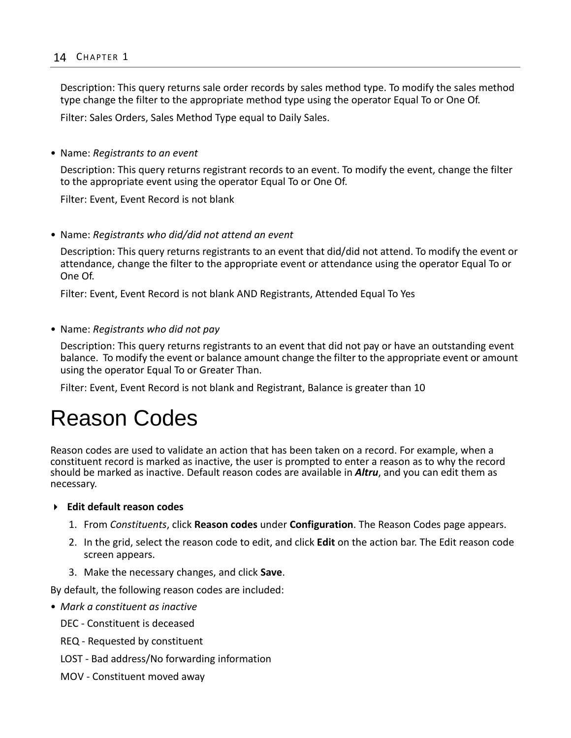Description: This query returns sale order records by sales method type. To modify the sales method type change the filter to the appropriate method type using the operator Equal To or One Of.

Filter: Sales Orders, Sales Method Type equal to Daily Sales.

- Name: *Registrants to an event*

  Description: This query returns registrant records to an event. To modify the event, change the filter to the appropriate event using the operator Equal To or One Of.

  Filter: Event, Event Record is not blank

- Name: *Registrants who did/did not attend an event*

  Description: This query returns registrants to an event that did/did not attend. To modify the event or attendance, change the filter to the appropriate event or attendance using the operator Equal To or One Of.

  Filter: Event, Event Record is not blank AND Registrants, Attended Equal To Yes

- Name: *Registrants who did not pay*

  Description: This query returns registrants to an event that did not pay or have an outstanding event balance. To modify the event or balance amount change the filter to the appropriate event or amount using the operator Equal To or Greater Than.

  Filter: Event, Event Record is not blank and Registrant, Balance is greater than 10

# Reason Codes

Reason codes are used to validate an action that has been taken on a record. For example, when a constituent record is marked as inactive, the user is prompted to enter a reason as to why the record should be marked as inactive. Default reason codes are available in ***Altru***, and you can edit them as necessary.

**Edit default reason codes**

1. From *Constituents*, click **Reason codes** under **Configuration**. The Reason Codes page appears.
2. In the grid, select the reason code to edit, and click **Edit** on the action bar. The Edit reason code screen appears.
3. Make the necessary changes, and click **Save**.

By default, the following reason codes are included:

- *Mark a constituent as inactive*

  DEC - Constituent is deceased

  REQ - Requested by constituent

  LOST - Bad address/No forwarding information

  MOV - Constituent moved away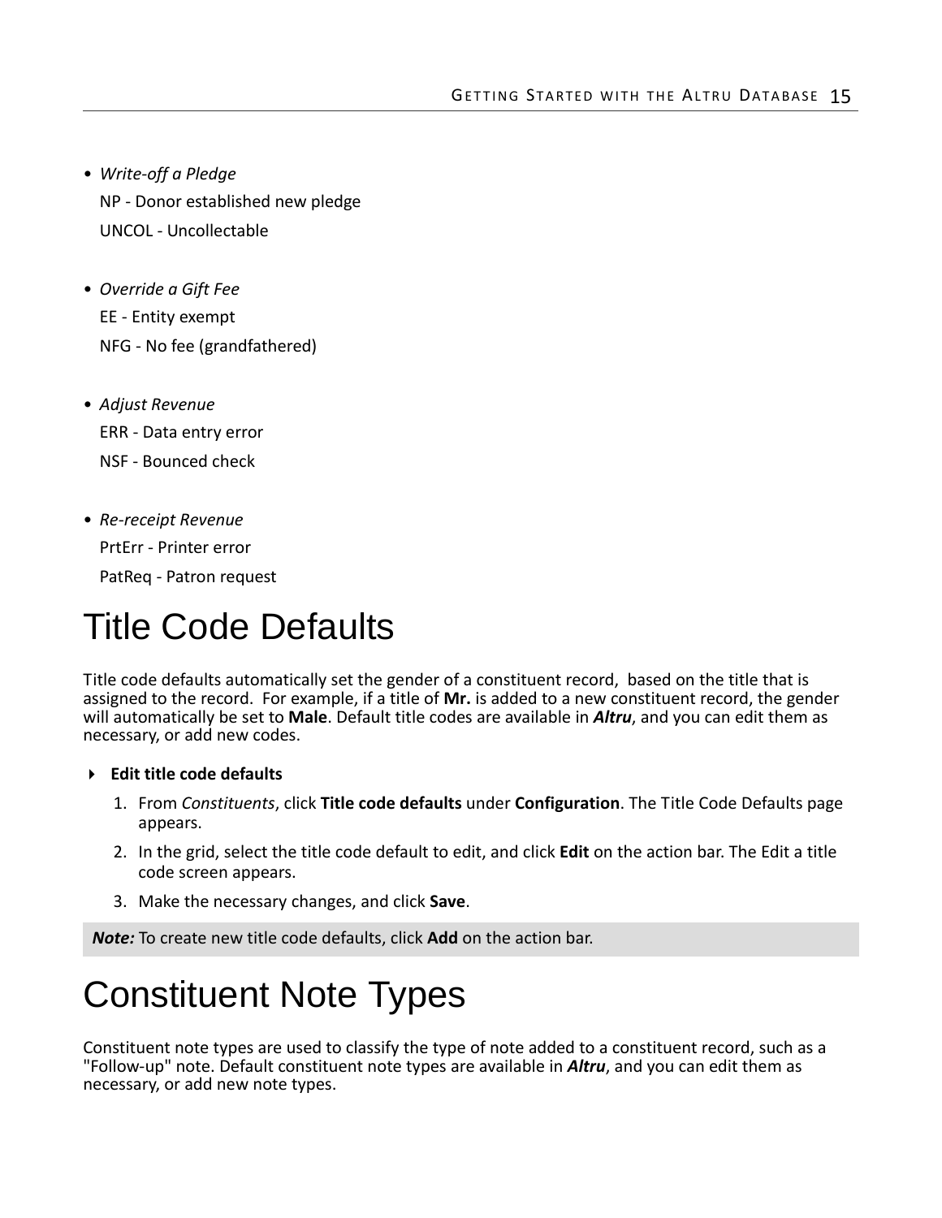- *Write-off a Pledge*

  NP - Donor established new pledge

  UNCOL - Uncollectable

- *Override a Gift Fee*

  EE - Entity exempt

  NFG - No fee (grandfathered)

- *Adjust Revenue*

  ERR - Data entry error

  NSF - Bounced check

- *Re-receipt Revenue*

  PrtErr - Printer error

  PatReq - Patron request

# Title Code Defaults

Title code defaults automatically set the gender of a constituent record, based on the title that is assigned to the record. For example, if a title of **Mr.** is added to a new constituent record, the gender will automatically be set to **Male**. Default title codes are available in ***Altru***, and you can edit them as necessary, or add new codes.

**Edit title code defaults**

1. From *Constituents*, click **Title code defaults** under **Configuration**. The Title Code Defaults page appears.
2. In the grid, select the title code default to edit, and click **Edit** on the action bar. The Edit a title code screen appears.
3. Make the necessary changes, and click **Save**.

***Note:*** To create new title code defaults, click **Add** on the action bar.

# Constituent Note Types

Constituent note types are used to classify the type of note added to a constituent record, such as a "Follow-up" note. Default constituent note types are available in ***Altru***, and you can edit them as necessary, or add new note types.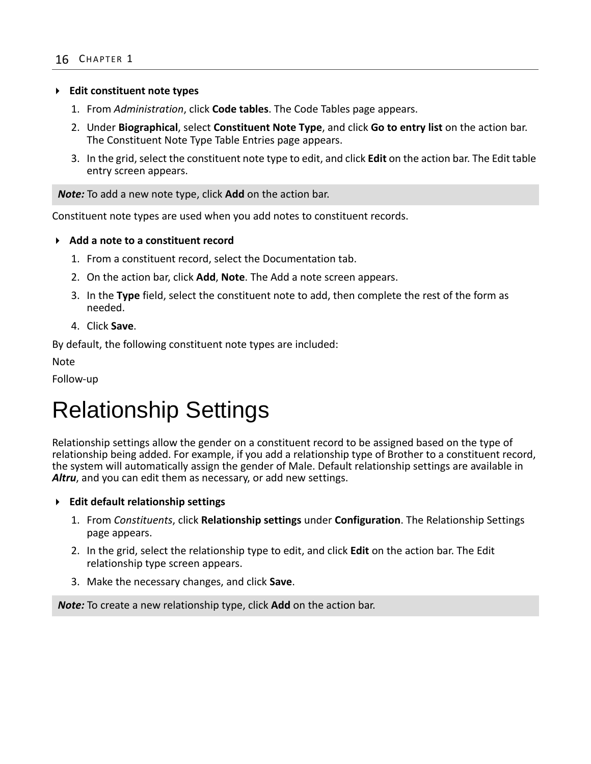- **Edit constituent note types**

1. From *Administration*, click **Code tables**. The Code Tables page appears.
2. Under **Biographical**, select **Constituent Note Type**, and click **Go to entry list** on the action bar. The Constituent Note Type Table Entries page appears.
3. In the grid, select the constituent note type to edit, and click **Edit** on the action bar. The Edit table entry screen appears.

> ***Note:*** To add a new note type, click **Add** on the action bar.

Constituent note types are used when you add notes to constituent records.

- **Add a note to a constituent record**

1. From a constituent record, select the Documentation tab.
2. On the action bar, click **Add**, **Note**. The Add a note screen appears.
3. In the **Type** field, select the constituent note to add, then complete the rest of the form as needed.
4. Click **Save**.

By default, the following constituent note types are included:

Note

Follow-up

# Relationship Settings

Relationship settings allow the gender on a constituent record to be assigned based on the type of relationship being added. For example, if you add a relationship type of Brother to a constituent record, the system will automatically assign the gender of Male. Default relationship settings are available in ***Altru***, and you can edit them as necessary, or add new settings.

- **Edit default relationship settings**

1. From *Constituents*, click **Relationship settings** under **Configuration**. The Relationship Settings page appears.
2. In the grid, select the relationship type to edit, and click **Edit** on the action bar. The Edit relationship type screen appears.
3. Make the necessary changes, and click **Save**.

> ***Note:*** To create a new relationship type, click **Add** on the action bar.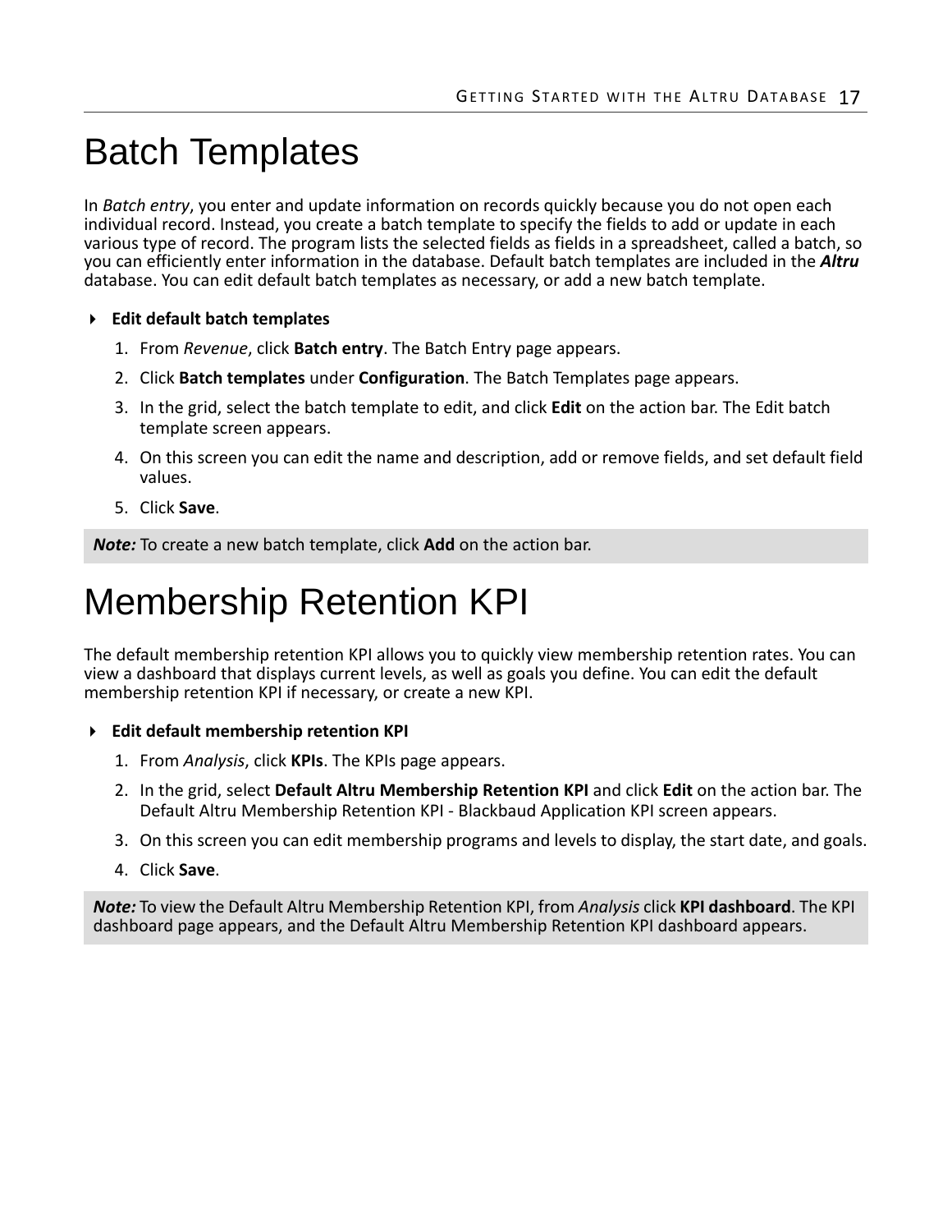# Batch Templates

In *Batch entry*, you enter and update information on records quickly because you do not open each individual record. Instead, you create a batch template to specify the fields to add or update in each various type of record. The program lists the selected fields as fields in a spreadsheet, called a batch, so you can efficiently enter information in the database. Default batch templates are included in the ***Altru*** database. You can edit default batch templates as necessary, or add a new batch template.

**Edit default batch templates**

1. From *Revenue*, click **Batch entry**. The Batch Entry page appears.
2. Click **Batch templates** under **Configuration**. The Batch Templates page appears.
3. In the grid, select the batch template to edit, and click **Edit** on the action bar. The Edit batch template screen appears.
4. On this screen you can edit the name and description, add or remove fields, and set default field values.
5. Click **Save**.

***Note:*** To create a new batch template, click **Add** on the action bar.

# Membership Retention KPI

The default membership retention KPI allows you to quickly view membership retention rates. You can view a dashboard that displays current levels, as well as goals you define. You can edit the default membership retention KPI if necessary, or create a new KPI.

**Edit default membership retention KPI**

1. From *Analysis*, click **KPIs**. The KPIs page appears.
2. In the grid, select **Default Altru Membership Retention KPI** and click **Edit** on the action bar. The Default Altru Membership Retention KPI - Blackbaud Application KPI screen appears.
3. On this screen you can edit membership programs and levels to display, the start date, and goals.
4. Click **Save**.

***Note:*** To view the Default Altru Membership Retention KPI, from *Analysis* click **KPI dashboard**. The KPI dashboard page appears, and the Default Altru Membership Retention KPI dashboard appears.